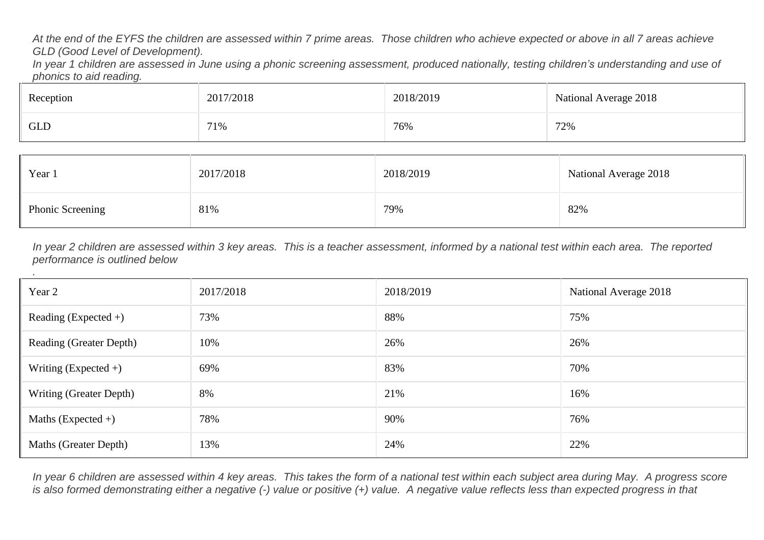*At the end of the EYFS the children are assessed within 7 prime areas. Those children who achieve expected or above in all 7 areas achieve GLD (Good Level of Development).*

*In year 1 children are assessed in June using a phonic screening assessment, produced nationally, testing children's understanding and use of phonics to aid reading.*

| Reception | 2017/2018 | 2018/2019 | National Average 2018 |
|---|---|---|---|
| GLD | 71% | 76% | 72% |

| Year 1 | 2017/2018 | 2018/2019 | National Average 2018 |
|---|---|---|---|
| Phonic Screening | 81% | 79% | 82% |

*In year 2 children are assessed within 3 key areas. This is a teacher assessment, informed by a national test within each area. The reported performance is outlined below*

*.*

| Year 2 | 2017/2018 | 2018/2019 | National Average 2018 |
|---|---|---|---|
| Reading (Expected +) | 73% | 88% | 75% |
| Reading (Greater Depth) | 10% | 26% | 26% |
| Writing (Expected +) | 69% | 83% | 70% |
| Writing (Greater Depth) | 8% | 21% | 16% |
| Maths (Expected +) | 78% | 90% | 76% |
| Maths (Greater Depth) | 13% | 24% | 22% |

*In year 6 children are assessed within 4 key areas. This takes the form of a national test within each subject area during May. A progress score is also formed demonstrating either a negative (-) value or positive (+) value. A negative value reflects less than expected progress in that*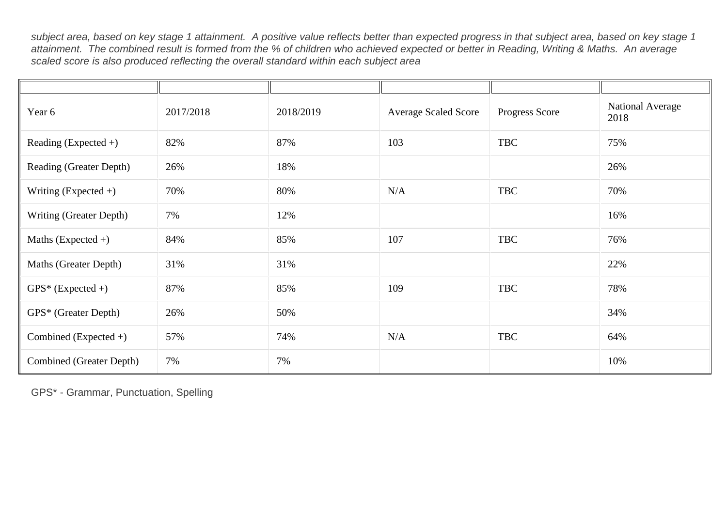*subject area, based on key stage 1 attainment. A positive value reflects better than expected progress in that subject area, based on key stage 1 attainment. The combined result is formed from the % of children who achieved expected or better in Reading, Writing & Maths. An average scaled score is also produced reflecting the overall standard within each subject area*

| | | | | | |
|---|---|---|---|---|---|
| Year 6 | 2017/2018 | 2018/2019 | Average Scaled Score | Progress Score | National Average 2018 |
| Reading (Expected +) | 82% | 87% | 103 | TBC | 75% |
| Reading (Greater Depth) | 26% | 18% | | | 26% |
| Writing (Expected +) | 70% | 80% | N/A | TBC | 70% |
| Writing (Greater Depth) | 7% | 12% | | | 16% |
| Maths (Expected +) | 84% | 85% | 107 | TBC | 76% |
| Maths (Greater Depth) | 31% | 31% | | | 22% |
| GPS* (Expected +) | 87% | 85% | 109 | TBC | 78% |
| GPS* (Greater Depth) | 26% | 50% | | | 34% |
| Combined (Expected +) | 57% | 74% | N/A | TBC | 64% |
| Combined (Greater Depth) | 7% | 7% | | | 10% |

GPS* - Grammar, Punctuation, Spelling